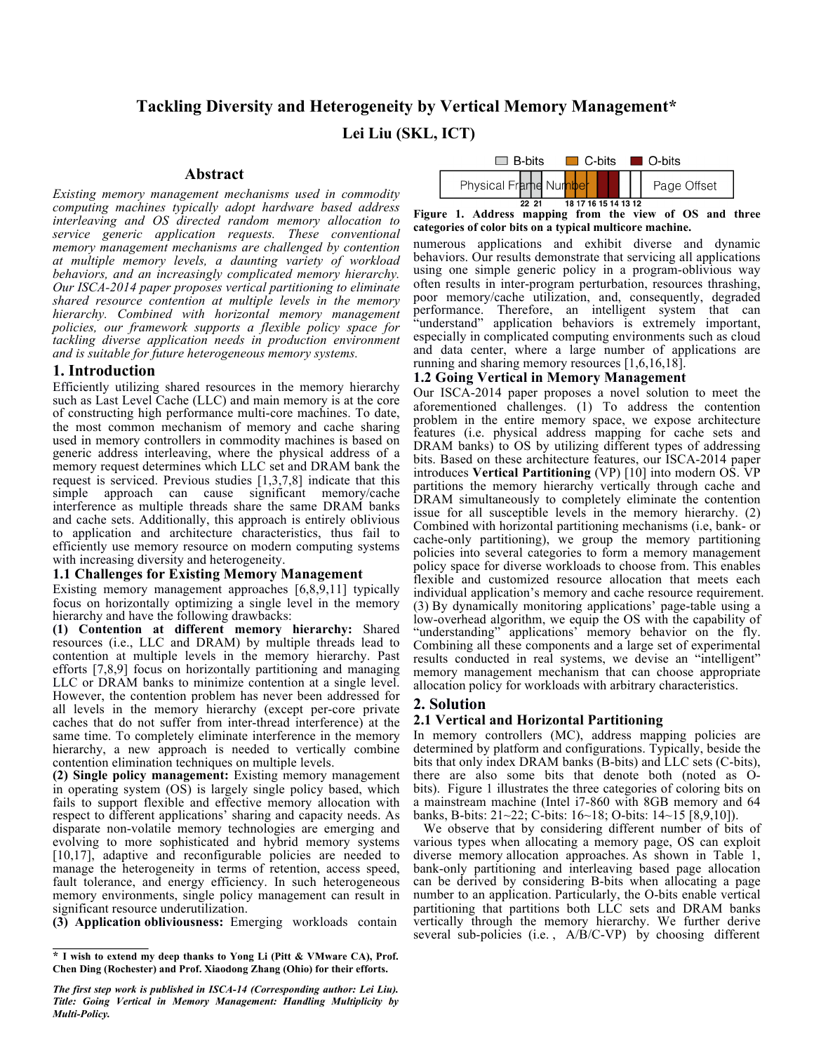# Tackling Diversity and Heterogeneity by Vertical Memory Management*

**Lei Liu (SKL, ICT)**

## Abstract

*Existing memory management mechanisms used in commodity computing machines typically adopt hardware based address interleaving and OS directed random memory allocation to service generic application requests. These conventional memory management mechanisms are challenged by contention at multiple memory levels, a daunting variety of workload behaviors, and an increasingly complicated memory hierarchy. Our ISCA-2014 paper proposes vertical partitioning to eliminate shared resource contention at multiple levels in the memory hierarchy. Combined with horizontal memory management policies, our framework supports a flexible policy space for tackling diverse application needs in production environment and is suitable for future heterogeneous memory systems.*

## 1. Introduction

Efficiently utilizing shared resources in the memory hierarchy such as Last Level Cache (LLC) and main memory is at the core of constructing high performance multi-core machines. To date, the most common mechanism of memory and cache sharing used in memory controllers in commodity machines is based on generic address interleaving, where the physical address of a memory request determines which LLC set and DRAM bank the request is serviced. Previous studies [1,3,7,8] indicate that this simple approach can cause significant memory/cache interference as multiple threads share the same DRAM banks and cache sets. Additionally, this approach is entirely oblivious to application and architecture characteristics, thus fail to efficiently use memory resource on modern computing systems with increasing diversity and heterogeneity.

### 1.1 Challenges for Existing Memory Management

Existing memory management approaches [6,8,9,11] typically focus on horizontally optimizing a single level in the memory hierarchy and have the following drawbacks:

**(1) Contention at different memory hierarchy:** Shared resources (i.e., LLC and DRAM) by multiple threads lead to contention at multiple levels in the memory hierarchy. Past efforts [7,8,9] focus on horizontally partitioning and managing LLC or DRAM banks to minimize contention at a single level. However, the contention problem has never been addressed for all levels in the memory hierarchy (except per-core private caches that do not suffer from inter-thread interference) at the same time. To completely eliminate interference in the memory hierarchy, a new approach is needed to vertically combine contention elimination techniques on multiple levels.

**(2) Single policy management:** Existing memory management in operating system (OS) is largely single policy based, which fails to support flexible and effective memory allocation with respect to different applications' sharing and capacity needs. As disparate non-volatile memory technologies are emerging and evolving to more sophisticated and hybrid memory systems [10,17], adaptive and reconfigurable policies are needed to manage the heterogeneity in terms of retention, access speed, fault tolerance, and energy efficiency. In such heterogeneous memory environments, single policy management can result in significant resource underutilization.

**(3) Application obliviousness:** Emerging workloads contain numerous applications and exhibit diverse and dynamic behaviors. Our results demonstrate that servicing all applications using one simple generic policy in a program-oblivious way often results in inter-program perturbation, resources thrashing, poor memory/cache utilization, and, consequently, degraded performance. Therefore, an intelligent system that can "understand" application behaviors is extremely important, especially in complicated computing environments such as cloud and data center, where a large number of applications are running and sharing memory resources [1,6,16,18].

### 1.2 Going Vertical in Memory Management

Our ISCA-2014 paper proposes a novel solution to meet the aforementioned challenges. (1) To address the contention problem in the entire memory space, we expose architecture features (i.e. physical address mapping for cache sets and DRAM banks) to OS by utilizing different types of addressing bits. Based on these architecture features, our ISCA-2014 paper introduces **Vertical Partitioning** (VP) [10] into modern OS. VP partitions the memory hierarchy vertically through cache and DRAM simultaneously to completely eliminate the contention issue for all susceptible levels in the memory hierarchy. (2) Combined with horizontal partitioning mechanisms (i.e, bank- or cache-only partitioning), we group the memory partitioning policies into several categories to form a memory management policy space for diverse workloads to choose from. This enables flexible and customized resource allocation that meets each individual application's memory and cache resource requirement. (3) By dynamically monitoring applications' page-table using a low-overhead algorithm, we equip the OS with the capability of "understanding" applications' memory behavior on the fly. Combining all these components and a large set of experimental results conducted in real systems, we devise an "intelligent" memory management mechanism that can choose appropriate allocation policy for workloads with arbitrary characteristics.

**Figure 1. Address mapping from the view of OS and three categories of color bits on a typical multicore machine.**

## 2. Solution

### 2.1 Vertical and Horizontal Partitioning

In memory controllers (MC), address mapping policies are determined by platform and configurations. Typically, beside the bits that only index DRAM banks (B-bits) and LLC sets (C-bits), there are also some bits that denote both (noted as O-bits). Figure 1 illustrates the three categories of coloring bits on a mainstream machine (Intel i7-860 with 8GB memory and 64 banks, B-bits: 21~22; C-bits: 16~18; O-bits: 14~15 [8,9,10]).

We observe that by considering different number of bits of various types when allocating a memory page, OS can exploit diverse memory allocation approaches. As shown in Table 1, bank-only partitioning and interleaving based page allocation can be derived by considering B-bits when allocating a page number to an application. Particularly, the O-bits enable vertical partitioning that partitions both LLC sets and DRAM banks vertically through the memory hierarchy. We further derive several sub-policies (i.e., A/B/C-VP) by choosing different

---

**\* I wish to extend my deep thanks to Yong Li (Pitt & VMware CA), Prof. Chen Ding (Rochester) and Prof. Xiaodong Zhang (Ohio) for their efforts.**

***The first step work is published in ISCA-14 (Corresponding author: Lei Liu). Title: Going Vertical in Memory Management: Handling Multiplicity by Multi-Policy.***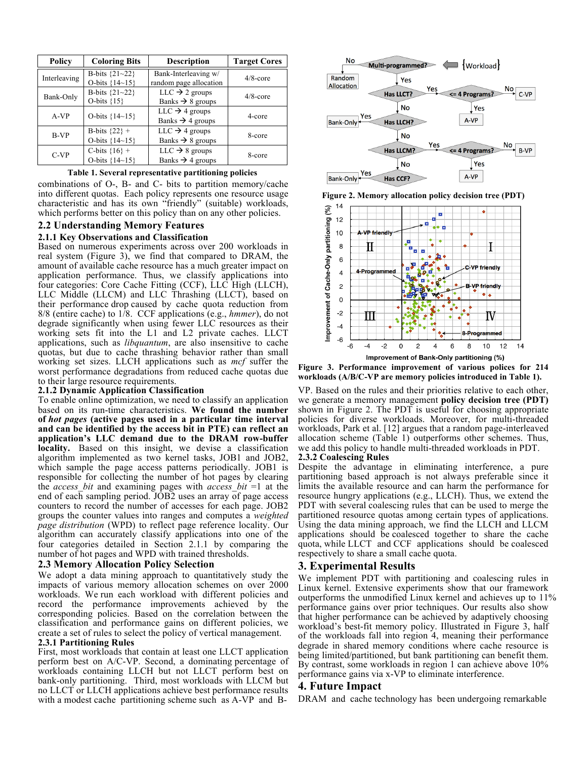| Policy | Coloring Bits | Description | Target Cores |
|---|---|---|---|
| Interleaving | B-bits {21~22} O-bits {14~15} | Bank-Interleaving w/ random page allocation | 4/8-core |
| Bank-Only | B-bits {21~22} O-bits {15} | LLC → 2 groups Banks → 8 groups | 4/8-core |
| A-VP | O-bits {14~15} | LLC → 4 groups Banks → 4 groups | 4-core |
| B-VP | B-bits {22} + O-bits {14~15} | LLC → 4 groups Banks → 8 groups | 8-core |
| C-VP | C-bits {16} + O-bits {14~15} | LLC → 8 groups Banks → 4 groups | 8-core |

**Table 1. Several representative partitioning policies**

combinations of O-, B- and C- bits to partition memory/cache into different quotas. Each policy represents one resource usage characteristic and has its own "friendly" (suitable) workloads, which performs better on this policy than on any other policies.

## 2.2 Understanding Memory Features

### 2.1.1 Key Observations and Classification

Based on numerous experiments across over 200 workloads in real system (Figure 3), we find that compared to DRAM, the amount of available cache resource has a much greater impact on application performance. Thus, we classify applications into four categories: Core Cache Fitting (CCF), LLC High (LLCH), LLC Middle (LLCM) and LLC Thrashing (LLCT), based on their performance drop caused by cache quota reduction from 8/8 (entire cache) to 1/8. CCF applications (e.g., *hmmer*), do not degrade significantly when using fewer LLC resources as their working sets fit into the L1 and L2 private caches. LLCT applications, such as *libquantum*, are also insensitive to cache quotas, but due to cache thrashing behavior rather than small working set sizes. LLCH applications such as *mcf* suffer the worst performance degradations from reduced cache quotas due to their large resource requirements.

### 2.1.2 Dynamic Application Classification

To enable online optimization, we need to classify an application based on its run-time characteristics. **We found the number of *hot pages* (active pages used in a particular time interval and can be identified by the access bit in PTE) can reflect an application's LLC demand due to the DRAM row-buffer locality.** Based on this insight, we devise a classification algorithm implemented as two kernel tasks, JOB1 and JOB2, which sample the page access patterns periodically. JOB1 is responsible for collecting the number of hot pages by clearing the *access_bit* and examining pages with *access_bit* =1 at the end of each sampling period. JOB2 uses an array of page access counters to record the number of accesses for each page. JOB2 groups the counter values into ranges and computes a *weighted page distribution* (WPD) to reflect page reference locality. Our algorithm can accurately classify applications into one of the four categories detailed in Section 2.1.1 by comparing the number of hot pages and WPD with trained thresholds.

## 2.3 Memory Allocation Policy Selection

We adopt a data mining approach to quantitatively study the impacts of various memory allocation schemes on over 2000 workloads. We run each workload with different policies and record the performance improvements achieved by the corresponding policies. Based on the correlation between the classification and performance gains on different policies, we create a set of rules to select the policy of vertical management.

### 2.3.1 Partitioning Rules

First, most workloads that contain at least one LLCT application perform best on A/C-VP. Second, a dominating percentage of workloads containing LLCH but not LLCT perform best on bank-only partitioning. Third, most workloads with LLCM but no LLCT or LLCH applications achieve best performance results with a modest cache partitioning scheme such as A-VP and B-VP. Based on the rules and their priorities relative to each other, we generate a memory management **policy decision tree (PDT)** shown in Figure 2. The PDT is useful for choosing appropriate policies for diverse workloads. Moreover, for multi-threaded workloads, Park et al. [12] argues that a random page-interleaved allocation scheme (Table 1) outperforms other schemes. Thus, we add this policy to handle multi-threaded workloads in PDT.

**Figure 2. Memory allocation policy decision tree (PDT)**

**Figure 3. Performance improvement of various polices for 214 workloads (A/B/C-VP are memory policies introduced in Table 1).**

### 2.3.2 Coalescing Rules

Despite the advantage in eliminating interference, a pure partitioning based approach is not always preferable since it limits the available resource and can harm the performance for resource hungry applications (e.g., LLCH). Thus, we extend the PDT with several coalescing rules that can be used to merge the partitioned resource quotas among certain types of applications. Using the data mining approach, we find the LLCH and LLCM applications should be coalesced together to share the cache quota, while LLCT and CCF applications should be coalesced respectively to share a small cache quota.

# 3. Experimental Results

We implement PDT with partitioning and coalescing rules in Linux kernel. Extensive experiments show that our framework outperforms the unmodified Linux kernel and achieves up to 11% performance gains over prior techniques. Our results also show that higher performance can be achieved by adaptively choosing workload's best-fit memory policy. Illustrated in Figure 3, half of the workloads fall into region 4, meaning their performance degrade in shared memory conditions where cache resource is being limited/partitioned, but bank partitioning can benefit them. By contrast, some workloads in region 1 can achieve above 10% performance gains via x-VP to eliminate interference.

# 4. Future Impact

DRAM and cache technology has been undergoing remarkable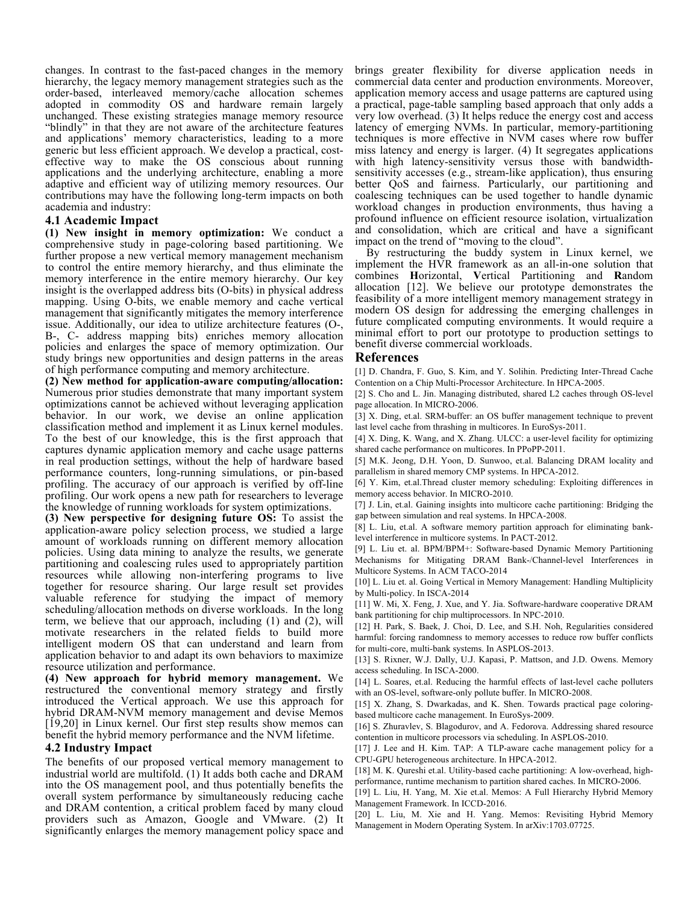changes. In contrast to the fast-paced changes in the memory hierarchy, the legacy memory management strategies such as the order-based, interleaved memory/cache allocation schemes adopted in commodity OS and hardware remain largely unchanged. These existing strategies manage memory resource "blindly" in that they are not aware of the architecture features and applications' memory characteristics, leading to a more generic but less efficient approach. We develop a practical, cost-effective way to make the OS conscious about running applications and the underlying architecture, enabling a more adaptive and efficient way of utilizing memory resources. Our contributions may have the following long-term impacts on both academia and industry:

### 4.1 Academic Impact

**(1) New insight in memory optimization:** We conduct a comprehensive study in page-coloring based partitioning. We further propose a new vertical memory management mechanism to control the entire memory hierarchy, and thus eliminate the memory interference in the entire memory hierarchy. Our key insight is the overlapped address bits (O-bits) in physical address mapping. Using O-bits, we enable memory and cache vertical management that significantly mitigates the memory interference issue. Additionally, our idea to utilize architecture features (O-, B-, C- address mapping bits) enriches memory allocation policies and enlarges the space of memory optimization. Our study brings new opportunities and design patterns in the areas of high performance computing and memory architecture.

**(2) New method for application-aware computing/allocation:** Numerous prior studies demonstrate that many important system optimizations cannot be achieved without leveraging application behavior. In our work, we devise an online application classification method and implement it as Linux kernel modules. To the best of our knowledge, this is the first approach that captures dynamic application memory and cache usage patterns in real production settings, without the help of hardware based performance counters, long-running simulations, or pin-based profiling. The accuracy of our approach is verified by off-line profiling. Our work opens a new path for researchers to leverage the knowledge of running workloads for system optimizations.

**(3) New perspective for designing future OS:** To assist the application-aware policy selection process, we studied a large amount of workloads running on different memory allocation policies. Using data mining to analyze the results, we generate partitioning and coalescing rules used to appropriately partition resources while allowing non-interfering programs to live together for resource sharing. Our large result set provides valuable reference for studying the impact of memory scheduling/allocation methods on diverse workloads. In the long term, we believe that our approach, including (1) and (2), will motivate researchers in the related fields to build more intelligent modern OS that can understand and learn from application behavior to and adapt its own behaviors to maximize resource utilization and performance.

**(4) New approach for hybrid memory management.** We restructured the conventional memory strategy and firstly introduced the Vertical approach. We use this approach for hybrid DRAM-NVM memory management and devise Memos [19,20] in Linux kernel. Our first step results show memos can benefit the hybrid memory performance and the NVM lifetime.

### 4.2 Industry Impact

The benefits of our proposed vertical memory management to industrial world are multifold. (1) It adds both cache and DRAM into the OS management pool, and thus potentially benefits the overall system performance by simultaneously reducing cache and DRAM contention, a critical problem faced by many cloud providers such as Amazon, Google and VMware. (2) It significantly enlarges the memory management policy space and brings greater flexibility for diverse application needs in commercial data center and production environments. Moreover, application memory access and usage patterns are captured using a practical, page-table sampling based approach that only adds a very low overhead. (3) It helps reduce the energy cost and access latency of emerging NVMs. In particular, memory-partitioning techniques is more effective in NVM cases where row buffer miss latency and energy is larger. (4) It segregates applications with high latency-sensitivity versus those with bandwidth-sensitivity accesses (e.g., stream-like application), thus ensuring better QoS and fairness. Particularly, our partitioning and coalescing techniques can be used together to handle dynamic workload changes in production environments, thus having a profound influence on efficient resource isolation, virtualization and consolidation, which are critical and have a significant impact on the trend of "moving to the cloud".

By restructuring the buddy system in Linux kernel, we implement the HVR framework as an all-in-one solution that combines **H**orizontal, **V**ertical Partitioning and **R**andom allocation [12]. We believe our prototype demonstrates the feasibility of a more intelligent memory management strategy in modern OS design for addressing the emerging challenges in future complicated computing environments. It would require a minimal effort to port our prototype to production settings to benefit diverse commercial workloads.

## References

[1] D. Chandra, F. Guo, S. Kim, and Y. Solihin. Predicting Inter-Thread Cache Contention on a Chip Multi-Processor Architecture. In HPCA-2005.

[2] S. Cho and L. Jin. Managing distributed, shared L2 caches through OS-level page allocation. In MICRO-2006.

[3] X. Ding, et.al. SRM-buffer: an OS buffer management technique to prevent last level cache from thrashing in multicores. In EuroSys-2011.

[4] X. Ding, K. Wang, and X. Zhang. ULCC: a user-level facility for optimizing shared cache performance on multicores. In PPoPP-2011.

[5] M.K. Jeong, D.H. Yoon, D. Sunwoo, et.al. Balancing DRAM locality and parallelism in shared memory CMP systems. In HPCA-2012.

[6] Y. Kim, et.al.Thread cluster memory scheduling: Exploiting differences in memory access behavior. In MICRO-2010.

[7] J. Lin, et.al. Gaining insights into multicore cache partitioning: Bridging the gap between simulation and real systems. In HPCA-2008.

[8] L. Liu, et.al. A software memory partition approach for eliminating bank-level interference in multicore systems. In PACT-2012.

[9] L. Liu et. al. BPM/BPM+: Software-based Dynamic Memory Partitioning Mechanisms for Mitigating DRAM Bank-/Channel-level Interferences in Multicore Systems. In ACM TACO-2014

[10] L. Liu et. al. Going Vertical in Memory Management: Handling Multiplicity by Multi-policy. In ISCA-2014

[11] W. Mi, X. Feng, J. Xue, and Y. Jia. Software-hardware cooperative DRAM bank partitioning for chip multiprocessors. In NPC-2010.

[12] H. Park, S. Baek, J. Choi, D. Lee, and S.H. Noh, Regularities considered harmful: forcing randomness to memory accesses to reduce row buffer conflicts for multi-core, multi-bank systems. In ASPLOS-2013.

[13] S. Rixner, W.J. Dally, U.J. Kapasi, P. Mattson, and J.D. Owens. Memory access scheduling. In ISCA-2000.

[14] L. Soares, et.al. Reducing the harmful effects of last-level cache polluters with an OS-level, software-only pollute buffer. In MICRO-2008.

[15] X. Zhang, S. Dwarkadas, and K. Shen. Towards practical page coloring-based multicore cache management. In EuroSys-2009.

[16] S. Zhuravlev, S. Blagodurov, and A. Fedorova. Addressing shared resource contention in multicore processors via scheduling. In ASPLOS-2010.

[17] J. Lee and H. Kim. TAP: A TLP-aware cache management policy for a CPU-GPU heterogeneous architecture. In HPCA-2012.

[18] M. K. Qureshi et.al. Utility-based cache partitioning: A low-overhead, high-performance, runtime mechanism to partition shared caches. In MICRO-2006.

[19] L. Liu, H. Yang, M. Xie et.al. Memos: A Full Hierarchy Hybrid Memory Management Framework. In ICCD-2016.

[20] L. Liu, M. Xie and H. Yang. Memos: Revisiting Hybrid Memory Management in Modern Operating System. In arXiv:1703.07725.